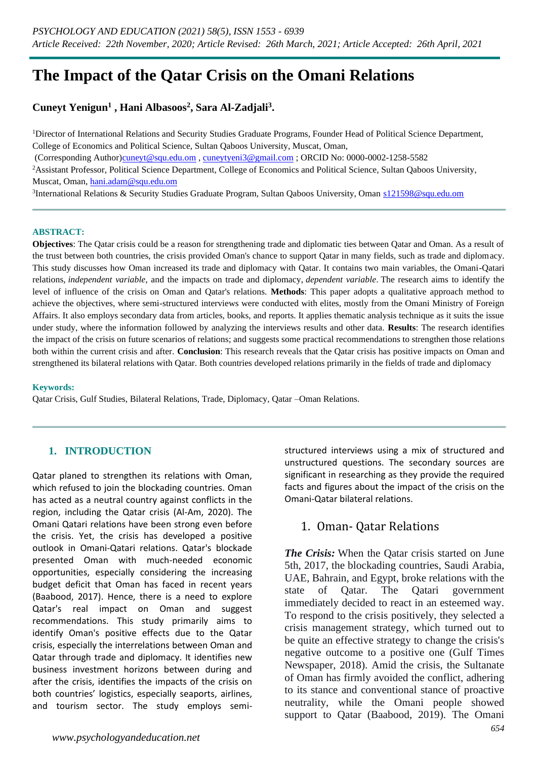# The Impact of the Qatar Crisis on the Omani Relations

**Cuneyt Yenigun[1] , Hani Albasoos[2], Sara Al-Zadjali[3].**

[1]Director of International Relations and Security Studies Graduate Programs, Founder Head of Political Science Department, College of Economics and Political Science, Sultan Qaboos University, Muscat, Oman,
(Corresponding Author)cuneyt@squ.edu.om , cuneytyeni3@gmail.com ; ORCID No: 0000-0002-1258-5582
[2]Assistant Professor, Political Science Department, College of Economics and Political Science, Sultan Qaboos University, Muscat, Oman, hani.adam@squ.edu.om
[3]International Relations & Security Studies Graduate Program, Sultan Qaboos University, Oman s121598@squ.edu.om

**ABSTRACT:**

**Objectives**: The Qatar crisis could be a reason for strengthening trade and diplomatic ties between Qatar and Oman. As a result of the trust between both countries, the crisis provided Oman's chance to support Qatar in many fields, such as trade and diplomacy. This study discusses how Oman increased its trade and diplomacy with Qatar. It contains two main variables, the Omani-Qatari relations, *independent variable*, and the impacts on trade and diplomacy, *dependent variable*. The research aims to identify the level of influence of the crisis on Oman and Qatar's relations. **Methods**: This paper adopts a qualitative approach method to achieve the objectives, where semi-structured interviews were conducted with elites, mostly from the Omani Ministry of Foreign Affairs. It also employs secondary data from articles, books, and reports. It applies thematic analysis technique as it suits the issue under study, where the information followed by analyzing the interviews results and other data. **Results**: The research identifies the impact of the crisis on future scenarios of relations; and suggests some practical recommendations to strengthen those relations both within the current crisis and after. **Conclusion**: This research reveals that the Qatar crisis has positive impacts on Oman and strengthened its bilateral relations with Qatar. Both countries developed relations primarily in the fields of trade and diplomacy

**Keywords:**
Qatar Crisis, Gulf Studies, Bilateral Relations, Trade, Diplomacy, Qatar –Oman Relations.

## 1. INTRODUCTION

Qatar planed to strengthen its relations with Oman, which refused to join the blockading countries. Oman has acted as a neutral country against conflicts in the region, including the Qatar crisis (Al-Am, 2020). The Omani Qatari relations have been strong even before the crisis. Yet, the crisis has developed a positive outlook in Omani-Qatari relations. Qatar's blockade presented Oman with much-needed economic opportunities, especially considering the increasing budget deficit that Oman has faced in recent years (Baabood, 2017). Hence, there is a need to explore Qatar's real impact on Oman and suggest recommendations. This study primarily aims to identify Oman's positive effects due to the Qatar crisis, especially the interrelations between Oman and Qatar through trade and diplomacy. It identifies new business investment horizons between during and after the crisis, identifies the impacts of the crisis on both countries' logistics, especially seaports, airlines, and tourism sector. The study employs semi-structured interviews using a mix of structured and unstructured questions. The secondary sources are significant in researching as they provide the required facts and figures about the impact of the crisis on the Omani-Qatar bilateral relations.

## 1. Oman- Qatar Relations

***The Crisis:*** When the Qatar crisis started on June 5th, 2017, the blockading countries, Saudi Arabia, UAE, Bahrain, and Egypt, broke relations with the state of Qatar. The Qatari government immediately decided to react in an esteemed way. To respond to the crisis positively, they selected a crisis management strategy, which turned out to be quite an effective strategy to change the crisis's negative outcome to a positive one (Gulf Times Newspaper, 2018). Amid the crisis, the Sultanate of Oman has firmly avoided the conflict, adhering to its stance and conventional stance of proactive neutrality, while the Omani people showed support to Qatar (Baabood, 2019). The Omani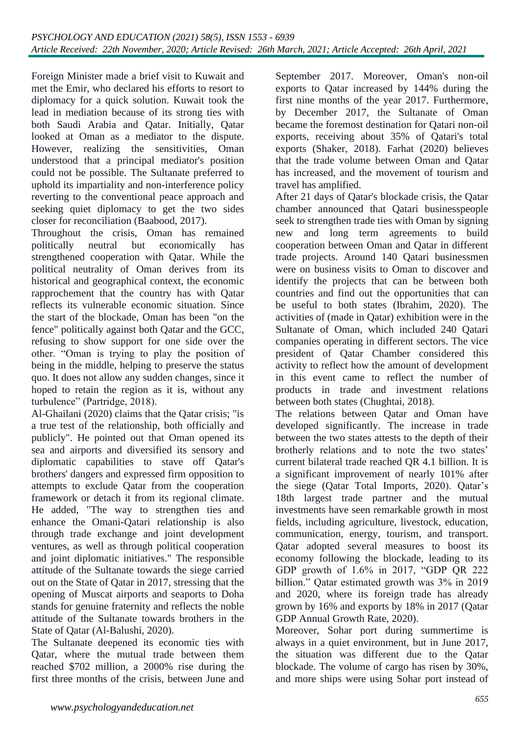Foreign Minister made a brief visit to Kuwait and met the Emir, who declared his efforts to resort to diplomacy for a quick solution. Kuwait took the lead in mediation because of its strong ties with both Saudi Arabia and Qatar. Initially, Qatar looked at Oman as a mediator to the dispute. However, realizing the sensitivities, Oman understood that a principal mediator's position could not be possible. The Sultanate preferred to uphold its impartiality and non-interference policy reverting to the conventional peace approach and seeking quiet diplomacy to get the two sides closer for reconciliation (Baabood, 2017).

Throughout the crisis, Oman has remained politically neutral but economically has strengthened cooperation with Qatar. While the political neutrality of Oman derives from its historical and geographical context, the economic rapprochement that the country has with Qatar reflects its vulnerable economic situation. Since the start of the blockade, Oman has been "on the fence" politically against both Qatar and the GCC, refusing to show support for one side over the other. "Oman is trying to play the position of being in the middle, helping to preserve the status quo. It does not allow any sudden changes, since it hoped to retain the region as it is, without any turbulence" (Partridge, 2018).

Al-Ghailani (2020) claims that the Qatar crisis; "is a true test of the relationship, both officially and publicly". He pointed out that Oman opened its sea and airports and diversified its sensory and diplomatic capabilities to stave off Qatar's brothers' dangers and expressed firm opposition to attempts to exclude Qatar from the cooperation framework or detach it from its regional climate. He added, "The way to strengthen ties and enhance the Omani-Qatari relationship is also through trade exchange and joint development ventures, as well as through political cooperation and joint diplomatic initiatives." The responsible attitude of the Sultanate towards the siege carried out on the State of Qatar in 2017, stressing that the opening of Muscat airports and seaports to Doha stands for genuine fraternity and reflects the noble attitude of the Sultanate towards brothers in the State of Qatar (Al-Balushi, 2020).

The Sultanate deepened its economic ties with Qatar, where the mutual trade between them reached $702 million, a 2000% rise during the first three months of the crisis, between June and September 2017. Moreover, Oman's non-oil exports to Qatar increased by 144% during the first nine months of the year 2017. Furthermore, by December 2017, the Sultanate of Oman became the foremost destination for Qatari non-oil exports, receiving about 35% of Qatari's total exports (Shaker, 2018). Farhat (2020) believes that the trade volume between Oman and Qatar has increased, and the movement of tourism and travel has amplified.

After 21 days of Qatar's blockade crisis, the Qatar chamber announced that Qatari businesspeople seek to strengthen trade ties with Oman by signing new and long term agreements to build cooperation between Oman and Qatar in different trade projects. Around 140 Qatari businessmen were on business visits to Oman to discover and identify the projects that can be between both countries and find out the opportunities that can be useful to both states (Ibrahim, 2020). The activities of (made in Qatar) exhibition were in the Sultanate of Oman, which included 240 Qatari companies operating in different sectors. The vice president of Qatar Chamber considered this activity to reflect how the amount of development in this event came to reflect the number of products in trade and investment relations between both states (Chughtai, 2018).

The relations between Qatar and Oman have developed significantly. The increase in trade between the two states attests to the depth of their brotherly relations and to note the two states' current bilateral trade reached QR 4.1 billion. It is a significant improvement of nearly 101% after the siege (Qatar Total Imports, 2020). Qatar's 18th largest trade partner and the mutual investments have seen remarkable growth in most fields, including agriculture, livestock, education, communication, energy, tourism, and transport. Qatar adopted several measures to boost its economy following the blockade, leading to its GDP growth of 1.6% in 2017, "GDP QR 222 billion." Qatar estimated growth was 3% in 2019 and 2020, where its foreign trade has already grown by 16% and exports by 18% in 2017 (Qatar GDP Annual Growth Rate, 2020).

Moreover, Sohar port during summertime is always in a quiet environment, but in June 2017, the situation was different due to the Qatar blockade. The volume of cargo has risen by 30%, and more ships were using Sohar port instead of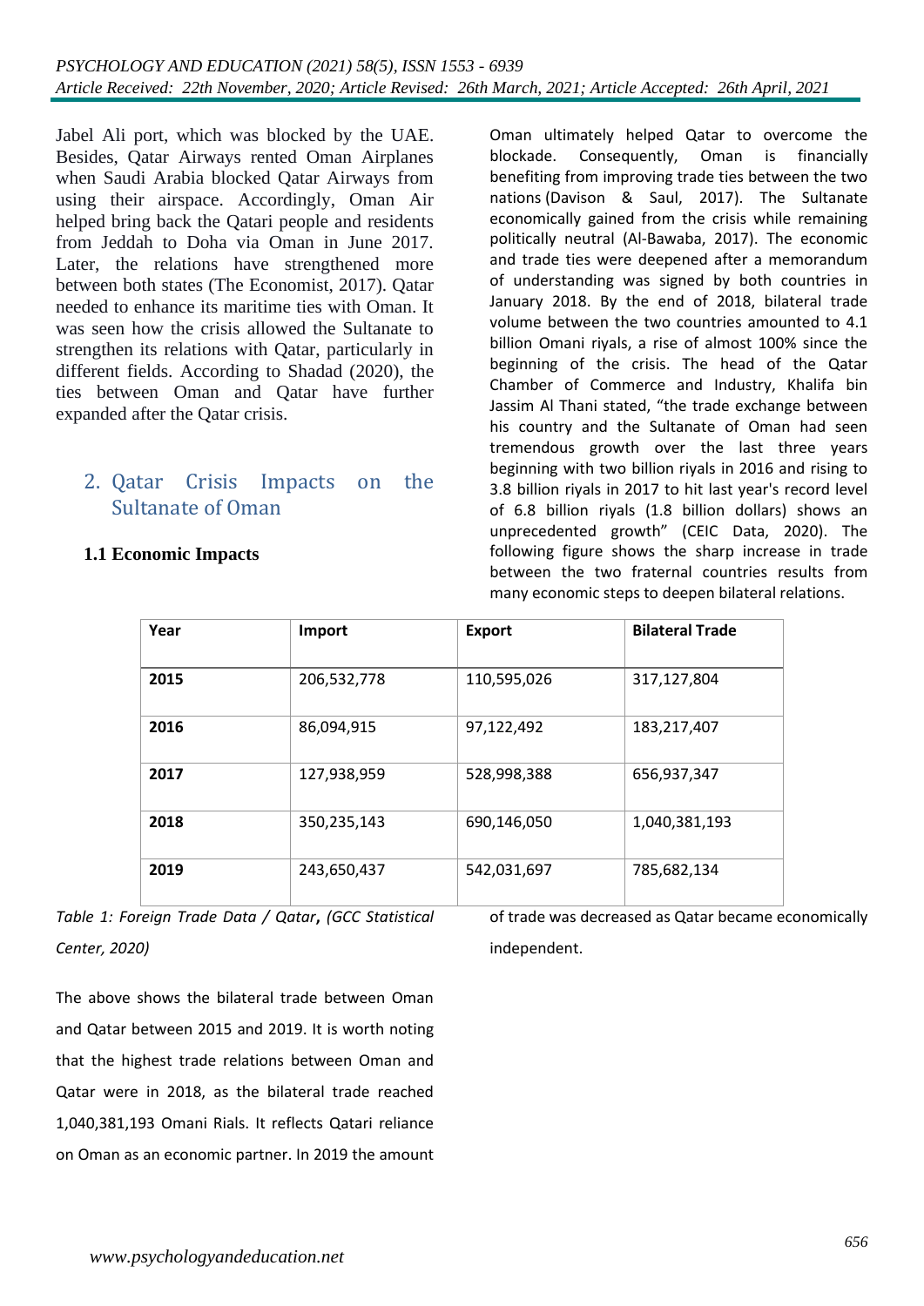Jabel Ali port, which was blocked by the UAE. Besides, Qatar Airways rented Oman Airplanes when Saudi Arabia blocked Qatar Airways from using their airspace. Accordingly, Oman Air helped bring back the Qatari people and residents from Jeddah to Doha via Oman in June 2017. Later, the relations have strengthened more between both states (The Economist, 2017). Qatar needed to enhance its maritime ties with Oman. It was seen how the crisis allowed the Sultanate to strengthen its relations with Qatar, particularly in different fields. According to Shadad (2020), the ties between Oman and Qatar have further expanded after the Qatar crisis.

## 2. Qatar Crisis Impacts on the Sultanate of Oman

### 1.1 Economic Impacts

Oman ultimately helped Qatar to overcome the blockade. Consequently, Oman is financially benefiting from improving trade ties between the two nations (Davison & Saul, 2017). The Sultanate economically gained from the crisis while remaining politically neutral (Al-Bawaba, 2017). The economic and trade ties were deepened after a memorandum of understanding was signed by both countries in January 2018. By the end of 2018, bilateral trade volume between the two countries amounted to 4.1 billion Omani riyals, a rise of almost 100% since the beginning of the crisis. The head of the Qatar Chamber of Commerce and Industry, Khalifa bin Jassim Al Thani stated, “the trade exchange between his country and the Sultanate of Oman had seen tremendous growth over the last three years beginning with two billion riyals in 2016 and rising to 3.8 billion riyals in 2017 to hit last year's record level of 6.8 billion riyals (1.8 billion dollars) shows an unprecedented growth” (CEIC Data, 2020). The following figure shows the sharp increase in trade between the two fraternal countries results from many economic steps to deepen bilateral relations.

| Year | Import | Export | Bilateral Trade |
|---|---|---|---|
| **2015** | 206,532,778 | 110,595,026 | 317,127,804 |
| **2016** | 86,094,915 | 97,122,492 | 183,217,407 |
| **2017** | 127,938,959 | 528,998,388 | 656,937,347 |
| **2018** | 350,235,143 | 690,146,050 | 1,040,381,193 |
| **2019** | 243,650,437 | 542,031,697 | 785,682,134 |

*Table 1: Foreign Trade Data / Qatar, (GCC Statistical Center, 2020)*

The above shows the bilateral trade between Oman and Qatar between 2015 and 2019. It is worth noting that the highest trade relations between Oman and Qatar were in 2018, as the bilateral trade reached 1,040,381,193 Omani Rials. It reflects Qatari reliance on Oman as an economic partner. In 2019 the amount of trade was decreased as Qatar became economically independent.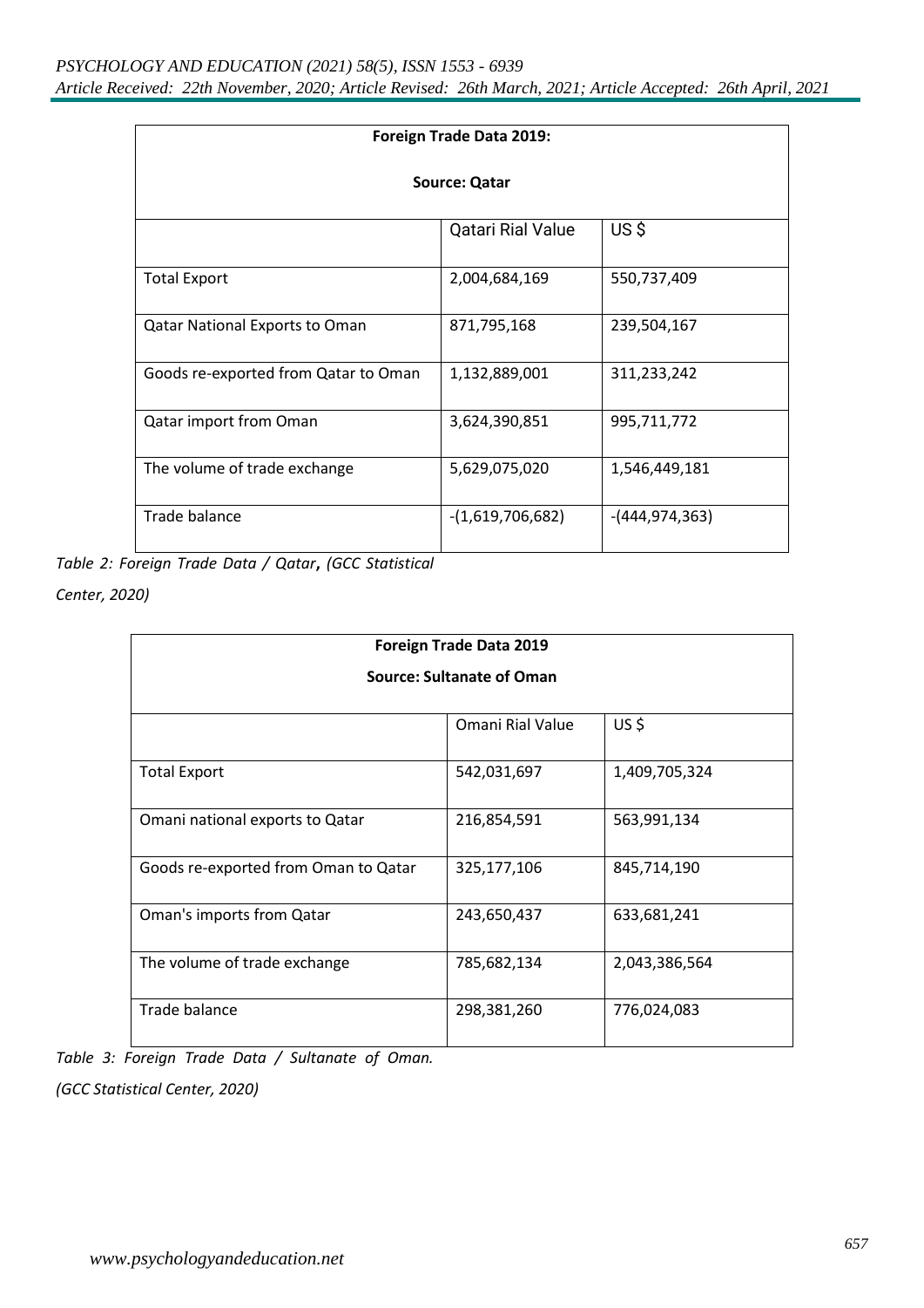| Foreign Trade Data 2019: Source: Qatar | | |
|---|---|---|
| | Qatari Rial Value | US $ |
| Total Export | 2,004,684,169 | 550,737,409 |
| Qatar National Exports to Oman | 871,795,168 | 239,504,167 |
| Goods re-exported from Qatar to Oman | 1,132,889,001 | 311,233,242 |
| Qatar import from Oman | 3,624,390,851 | 995,711,772 |
| The volume of trade exchange | 5,629,075,020 | 1,546,449,181 |
| Trade balance | -(1,619,706,682) | -(444,974,363) |

*Table 2: Foreign Trade Data / Qatar, (GCC Statistical Center, 2020)*

| Foreign Trade Data 2019 Source: Sultanate of Oman | | |
|---|---|---|
| | Omani Rial Value | US $ |
| Total Export | 542,031,697 | 1,409,705,324 |
| Omani national exports to Qatar | 216,854,591 | 563,991,134 |
| Goods re-exported from Oman to Qatar | 325,177,106 | 845,714,190 |
| Oman's imports from Qatar | 243,650,437 | 633,681,241 |
| The volume of trade exchange | 785,682,134 | 2,043,386,564 |
| Trade balance | 298,381,260 | 776,024,083 |

*Table 3: Foreign Trade Data / Sultanate of Oman. (GCC Statistical Center, 2020)*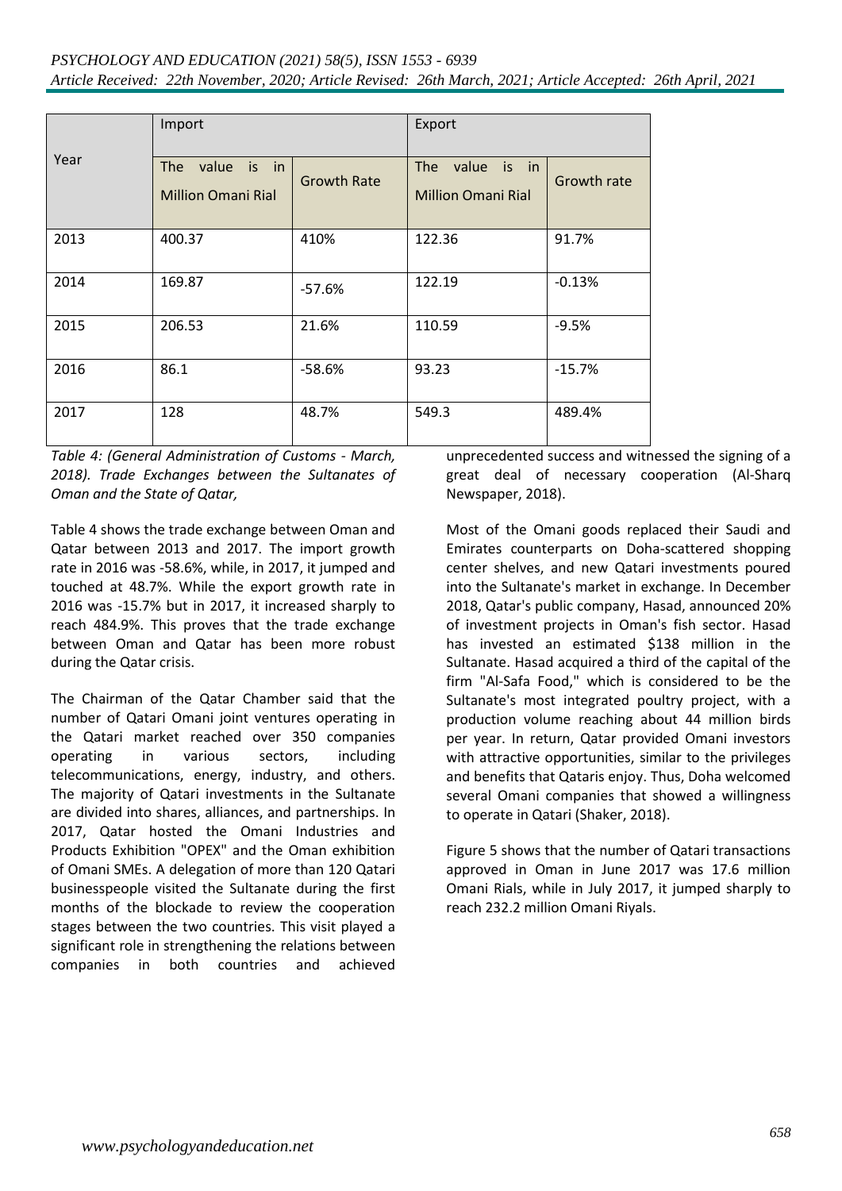| Year | Import | | Export | |
|---|---|---|---|---|
| | The value is in Million Omani Rial | Growth Rate | The value is in Million Omani Rial | Growth rate |
| 2013 | 400.37 | 410% | 122.36 | 91.7% |
| 2014 | 169.87 | -57.6% | 122.19 | -0.13% |
| 2015 | 206.53 | 21.6% | 110.59 | -9.5% |
| 2016 | 86.1 | -58.6% | 93.23 | -15.7% |
| 2017 | 128 | 48.7% | 549.3 | 489.4% |

*Table 4: (General Administration of Customs - March, 2018). Trade Exchanges between the Sultanates of Oman and the State of Qatar,*

Table 4 shows the trade exchange between Oman and Qatar between 2013 and 2017. The import growth rate in 2016 was -58.6%, while, in 2017, it jumped and touched at 48.7%. While the export growth rate in 2016 was -15.7% but in 2017, it increased sharply to reach 484.9%. This proves that the trade exchange between Oman and Qatar has been more robust during the Qatar crisis.

The Chairman of the Qatar Chamber said that the number of Qatari Omani joint ventures operating in the Qatari market reached over 350 companies operating in various sectors, including telecommunications, energy, industry, and others. The majority of Qatari investments in the Sultanate are divided into shares, alliances, and partnerships. In 2017, Qatar hosted the Omani Industries and Products Exhibition "OPEX" and the Oman exhibition of Omani SMEs. A delegation of more than 120 Qatari businesspeople visited the Sultanate during the first months of the blockade to review the cooperation stages between the two countries. This visit played a significant role in strengthening the relations between companies in both countries and achieved unprecedented success and witnessed the signing of a great deal of necessary cooperation (Al-Sharq Newspaper, 2018).

Most of the Omani goods replaced their Saudi and Emirates counterparts on Doha-scattered shopping center shelves, and new Qatari investments poured into the Sultanate's market in exchange. In December 2018, Qatar's public company, Hasad, announced 20% of investment projects in Oman's fish sector. Hasad has invested an estimated $138 million in the Sultanate. Hasad acquired a third of the capital of the firm "Al-Safa Food," which is considered to be the Sultanate's most integrated poultry project, with a production volume reaching about 44 million birds per year. In return, Qatar provided Omani investors with attractive opportunities, similar to the privileges and benefits that Qataris enjoy. Thus, Doha welcomed several Omani companies that showed a willingness to operate in Qatari (Shaker, 2018).

Figure 5 shows that the number of Qatari transactions approved in Oman in June 2017 was 17.6 million Omani Rials, while in July 2017, it jumped sharply to reach 232.2 million Omani Riyals.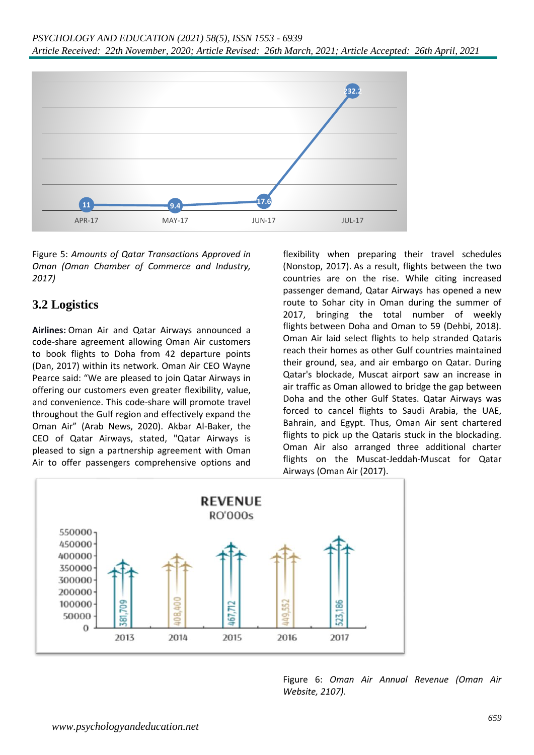Figure 5: *Amounts of Qatar Transactions Approved in Oman (Oman Chamber of Commerce and Industry, 2017)*

## 3.2 Logistics

**Airlines:** Oman Air and Qatar Airways announced a code-share agreement allowing Oman Air customers to book flights to Doha from 42 departure points (Dan, 2017) within its network. Oman Air CEO Wayne Pearce said: "We are pleased to join Qatar Airways in offering our customers even greater flexibility, value, and convenience. This code-share will promote travel throughout the Gulf region and effectively expand the Oman Air" (Arab News, 2020). Akbar Al-Baker, the CEO of Qatar Airways, stated, "Qatar Airways is pleased to sign a partnership agreement with Oman Air to offer passengers comprehensive options and flexibility when preparing their travel schedules (Nonstop, 2017). As a result, flights between the two countries are on the rise. While citing increased passenger demand, Qatar Airways has opened a new route to Sohar city in Oman during the summer of 2017, bringing the total number of weekly flights between Doha and Oman to 59 (Dehbi, 2018). Oman Air laid select flights to help stranded Qataris reach their homes as other Gulf countries maintained their ground, sea, and air embargo on Qatar. During Qatar's blockade, Muscat airport saw an increase in air traffic as Oman allowed to bridge the gap between Doha and the other Gulf States. Qatar Airways was forced to cancel flights to Saudi Arabia, the UAE, Bahrain, and Egypt. Thus, Oman Air sent chartered flights to pick up the Qataris stuck in the blockading. Oman Air also arranged three additional charter flights on the Muscat-Jeddah-Muscat for Qatar Airways (Oman Air (2017).

Figure 6: *Oman Air Annual Revenue (Oman Air Website, 2107).*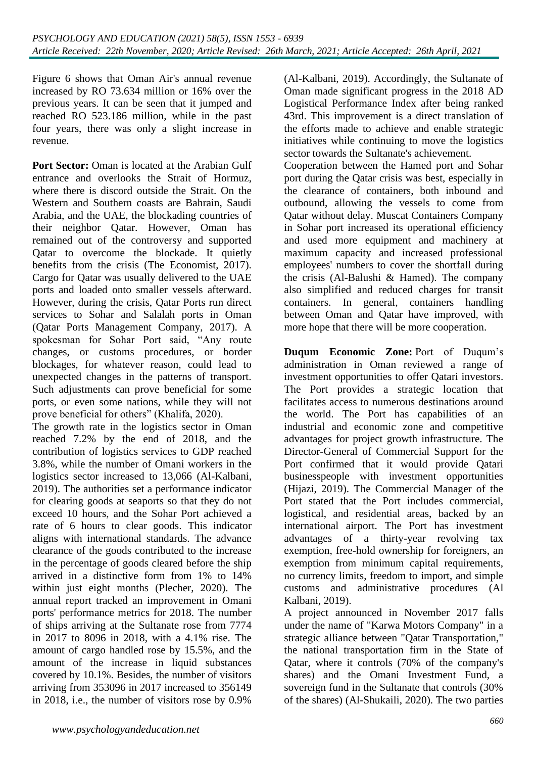Figure 6 shows that Oman Air's annual revenue increased by RO 73.634 million or 16% over the previous years. It can be seen that it jumped and reached RO 523.186 million, while in the past four years, there was only a slight increase in revenue.

**Port Sector:** Oman is located at the Arabian Gulf entrance and overlooks the Strait of Hormuz, where there is discord outside the Strait. On the Western and Southern coasts are Bahrain, Saudi Arabia, and the UAE, the blockading countries of their neighbor Qatar. However, Oman has remained out of the controversy and supported Qatar to overcome the blockade. It quietly benefits from the crisis (The Economist, 2017). Cargo for Qatar was usually delivered to the UAE ports and loaded onto smaller vessels afterward. However, during the crisis, Qatar Ports run direct services to Sohar and Salalah ports in Oman (Qatar Ports Management Company, 2017). A spokesman for Sohar Port said, "Any route changes, or customs procedures, or border blockages, for whatever reason, could lead to unexpected changes in the patterns of transport. Such adjustments can prove beneficial for some ports, or even some nations, while they will not prove beneficial for others" (Khalifa, 2020).

The growth rate in the logistics sector in Oman reached 7.2% by the end of 2018, and the contribution of logistics services to GDP reached 3.8%, while the number of Omani workers in the logistics sector increased to 13,066 (Al-Kalbani, 2019). The authorities set a performance indicator for clearing goods at seaports so that they do not exceed 10 hours, and the Sohar Port achieved a rate of 6 hours to clear goods. This indicator aligns with international standards. The advance clearance of the goods contributed to the increase in the percentage of goods cleared before the ship arrived in a distinctive form from 1% to 14% within just eight months (Plecher, 2020). The annual report tracked an improvement in Omani ports' performance metrics for 2018. The number of ships arriving at the Sultanate rose from 7774 in 2017 to 8096 in 2018, with a 4.1% rise. The amount of cargo handled rose by 15.5%, and the amount of the increase in liquid substances covered by 10.1%. Besides, the number of visitors arriving from 353096 in 2017 increased to 356149 in 2018, i.e., the number of visitors rose by 0.9% (Al-Kalbani, 2019). Accordingly, the Sultanate of Oman made significant progress in the 2018 AD Logistical Performance Index after being ranked 43rd. This improvement is a direct translation of the efforts made to achieve and enable strategic initiatives while continuing to move the logistics sector towards the Sultanate's achievement.

Cooperation between the Hamed port and Sohar port during the Qatar crisis was best, especially in the clearance of containers, both inbound and outbound, allowing the vessels to come from Qatar without delay. Muscat Containers Company in Sohar port increased its operational efficiency and used more equipment and machinery at maximum capacity and increased professional employees' numbers to cover the shortfall during the crisis (Al-Balushi & Hamed). The company also simplified and reduced charges for transit containers. In general, containers handling between Oman and Qatar have improved, with more hope that there will be more cooperation.

**Duqum Economic Zone:** Port of Duqum's administration in Oman reviewed a range of investment opportunities to offer Qatari investors. The Port provides a strategic location that facilitates access to numerous destinations around the world. The Port has capabilities of an industrial and economic zone and competitive advantages for project growth infrastructure. The Director-General of Commercial Support for the Port confirmed that it would provide Qatari businesspeople with investment opportunities (Hijazi, 2019). The Commercial Manager of the Port stated that the Port includes commercial, logistical, and residential areas, backed by an international airport. The Port has investment advantages of a thirty-year revolving tax exemption, free-hold ownership for foreigners, an exemption from minimum capital requirements, no currency limits, freedom to import, and simple customs and administrative procedures (Al Kalbani, 2019).

A project announced in November 2017 falls under the name of "Karwa Motors Company" in a strategic alliance between "Qatar Transportation," the national transportation firm in the State of Qatar, where it controls (70% of the company's shares) and the Omani Investment Fund, a sovereign fund in the Sultanate that controls (30% of the shares) (Al-Shukaili, 2020). The two parties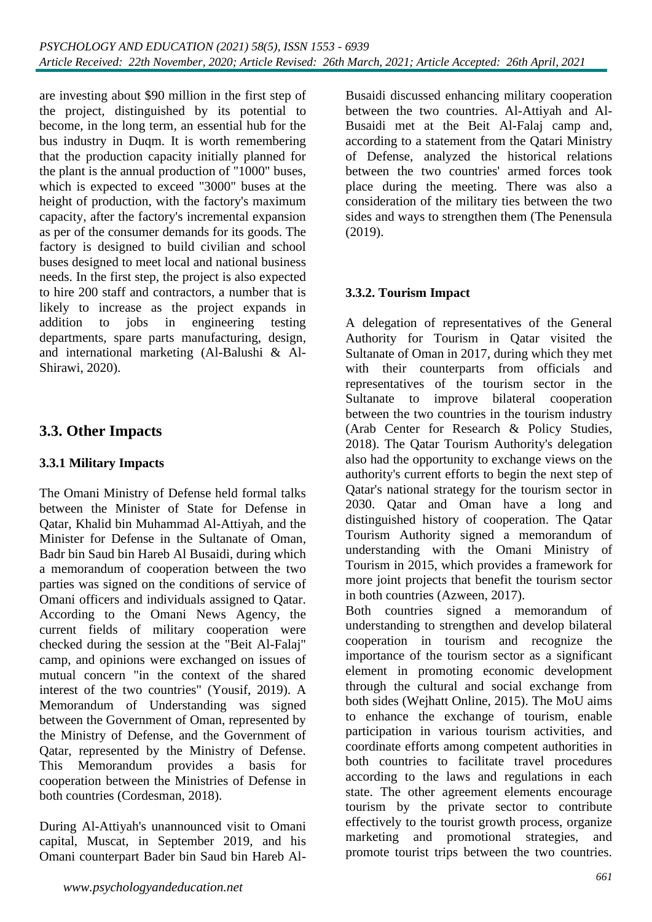are investing about $90 million in the first step of the project, distinguished by its potential to become, in the long term, an essential hub for the bus industry in Duqm. It is worth remembering that the production capacity initially planned for the plant is the annual production of "1000" buses, which is expected to exceed "3000" buses at the height of production, with the factory's maximum capacity, after the factory's incremental expansion as per of the consumer demands for its goods. The factory is designed to build civilian and school buses designed to meet local and national business needs. In the first step, the project is also expected to hire 200 staff and contractors, a number that is likely to increase as the project expands in addition to jobs in engineering testing departments, spare parts manufacturing, design, and international marketing (Al-Balushi & Al-Shirawi, 2020).

## 3.3. Other Impacts

### 3.3.1 Military Impacts

The Omani Ministry of Defense held formal talks between the Minister of State for Defense in Qatar, Khalid bin Muhammad Al-Attiyah, and the Minister for Defense in the Sultanate of Oman, Badr bin Saud bin Hareb Al Busaidi, during which a memorandum of cooperation between the two parties was signed on the conditions of service of Omani officers and individuals assigned to Qatar. According to the Omani News Agency, the current fields of military cooperation were checked during the session at the "Beit Al-Falaj" camp, and opinions were exchanged on issues of mutual concern "in the context of the shared interest of the two countries" (Yousif, 2019). A Memorandum of Understanding was signed between the Government of Oman, represented by the Ministry of Defense, and the Government of Qatar, represented by the Ministry of Defense. This Memorandum provides a basis for cooperation between the Ministries of Defense in both countries (Cordesman, 2018).

During Al-Attiyah's unannounced visit to Omani capital, Muscat, in September 2019, and his Omani counterpart Bader bin Saud bin Hareb Al-Busaidi discussed enhancing military cooperation between the two countries. Al-Attiyah and Al-Busaidi met at the Beit Al-Falaj camp and, according to a statement from the Qatari Ministry of Defense, analyzed the historical relations between the two countries' armed forces took place during the meeting. There was also a consideration of the military ties between the two sides and ways to strengthen them (The Penensula (2019).

### 3.3.2. Tourism Impact

A delegation of representatives of the General Authority for Tourism in Qatar visited the Sultanate of Oman in 2017, during which they met with their counterparts from officials and representatives of the tourism sector in the Sultanate to improve bilateral cooperation between the two countries in the tourism industry (Arab Center for Research & Policy Studies, 2018). The Qatar Tourism Authority's delegation also had the opportunity to exchange views on the authority's current efforts to begin the next step of Qatar's national strategy for the tourism sector in 2030. Qatar and Oman have a long and distinguished history of cooperation. The Qatar Tourism Authority signed a memorandum of understanding with the Omani Ministry of Tourism in 2015, which provides a framework for more joint projects that benefit the tourism sector in both countries (Azween, 2017).

Both countries signed a memorandum of understanding to strengthen and develop bilateral cooperation in tourism and recognize the importance of the tourism sector as a significant element in promoting economic development through the cultural and social exchange from both sides (Wejhatt Online, 2015). The MoU aims to enhance the exchange of tourism, enable participation in various tourism activities, and coordinate efforts among competent authorities in both countries to facilitate travel procedures according to the laws and regulations in each state. The other agreement elements encourage tourism by the private sector to contribute effectively to the tourist growth process, organize marketing and promotional strategies, and promote tourist trips between the two countries.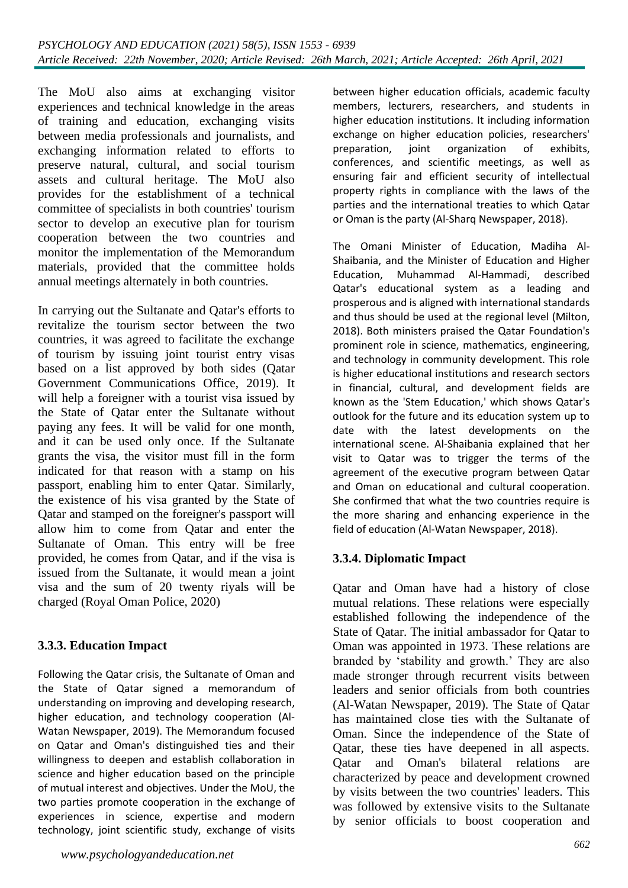The MoU also aims at exchanging visitor experiences and technical knowledge in the areas of training and education, exchanging visits between media professionals and journalists, and exchanging information related to efforts to preserve natural, cultural, and social tourism assets and cultural heritage. The MoU also provides for the establishment of a technical committee of specialists in both countries' tourism sector to develop an executive plan for tourism cooperation between the two countries and monitor the implementation of the Memorandum materials, provided that the committee holds annual meetings alternately in both countries.

In carrying out the Sultanate and Qatar's efforts to revitalize the tourism sector between the two countries, it was agreed to facilitate the exchange of tourism by issuing joint tourist entry visas based on a list approved by both sides (Qatar Government Communications Office, 2019). It will help a foreigner with a tourist visa issued by the State of Qatar enter the Sultanate without paying any fees. It will be valid for one month, and it can be used only once. If the Sultanate grants the visa, the visitor must fill in the form indicated for that reason with a stamp on his passport, enabling him to enter Qatar. Similarly, the existence of his visa granted by the State of Qatar and stamped on the foreigner's passport will allow him to come from Qatar and enter the Sultanate of Oman. This entry will be free provided, he comes from Qatar, and if the visa is issued from the Sultanate, it would mean a joint visa and the sum of 20 twenty riyals will be charged (Royal Oman Police, 2020)

### 3.3.3. Education Impact

Following the Qatar crisis, the Sultanate of Oman and the State of Qatar signed a memorandum of understanding on improving and developing research, higher education, and technology cooperation (Al-Watan Newspaper, 2019). The Memorandum focused on Qatar and Oman's distinguished ties and their willingness to deepen and establish collaboration in science and higher education based on the principle of mutual interest and objectives. Under the MoU, the two parties promote cooperation in the exchange of experiences in science, expertise and modern technology, joint scientific study, exchange of visits between higher education officials, academic faculty members, lecturers, researchers, and students in higher education institutions. It including information exchange on higher education policies, researchers' preparation, joint organization of exhibits, conferences, and scientific meetings, as well as ensuring fair and efficient security of intellectual property rights in compliance with the laws of the parties and the international treaties to which Qatar or Oman is the party (Al-Sharq Newspaper, 2018).

The Omani Minister of Education, Madiha Al-Shaibania, and the Minister of Education and Higher Education, Muhammad Al-Hammadi, described Qatar's educational system as a leading and prosperous and is aligned with international standards and thus should be used at the regional level (Milton, 2018). Both ministers praised the Qatar Foundation's prominent role in science, mathematics, engineering, and technology in community development. This role is higher educational institutions and research sectors in financial, cultural, and development fields are known as the 'Stem Education,' which shows Qatar's outlook for the future and its education system up to date with the latest developments on the international scene. Al-Shaibania explained that her visit to Qatar was to trigger the terms of the agreement of the executive program between Qatar and Oman on educational and cultural cooperation. She confirmed that what the two countries require is the more sharing and enhancing experience in the field of education (Al-Watan Newspaper, 2018).

### 3.3.4. Diplomatic Impact

Qatar and Oman have had a history of close mutual relations. These relations were especially established following the independence of the State of Qatar. The initial ambassador for Qatar to Oman was appointed in 1973. These relations are branded by 'stability and growth.' They are also made stronger through recurrent visits between leaders and senior officials from both countries (Al-Watan Newspaper, 2019). The State of Qatar has maintained close ties with the Sultanate of Oman. Since the independence of the State of Qatar, these ties have deepened in all aspects. Qatar and Oman's bilateral relations are characterized by peace and development crowned by visits between the two countries' leaders. This was followed by extensive visits to the Sultanate by senior officials to boost cooperation and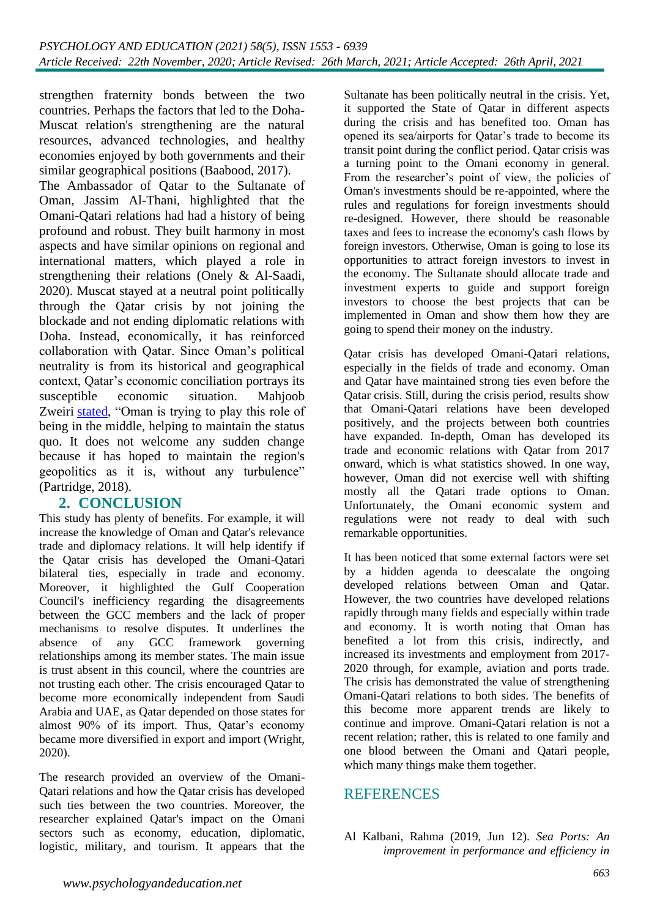strengthen fraternity bonds between the two countries. Perhaps the factors that led to the Doha-Muscat relation's strengthening are the natural resources, advanced technologies, and healthy economies enjoyed by both governments and their similar geographical positions (Baabood, 2017).

The Ambassador of Qatar to the Sultanate of Oman, Jassim Al-Thani, highlighted that the Omani-Qatari relations had had a history of being profound and robust. They built harmony in most aspects and have similar opinions on regional and international matters, which played a role in strengthening their relations (Onely & Al-Saadi, 2020). Muscat stayed at a neutral point politically through the Qatar crisis by not joining the blockade and not ending diplomatic relations with Doha. Instead, economically, it has reinforced collaboration with Qatar. Since Oman's political neutrality is from its historical and geographical context, Qatar's economic conciliation portrays its susceptible economic situation. Mahjoob Zweiri stated, "Oman is trying to play this role of being in the middle, helping to maintain the status quo. It does not welcome any sudden change because it has hoped to maintain the region's geopolitics as it is, without any turbulence" (Partridge, 2018).

## 2. CONCLUSION

This study has plenty of benefits. For example, it will increase the knowledge of Oman and Qatar's relevance trade and diplomacy relations. It will help identify if the Qatar crisis has developed the Omani-Qatari bilateral ties, especially in trade and economy. Moreover, it highlighted the Gulf Cooperation Council's inefficiency regarding the disagreements between the GCC members and the lack of proper mechanisms to resolve disputes. It underlines the absence of any GCC framework governing relationships among its member states. The main issue is trust absent in this council, where the countries are not trusting each other. The crisis encouraged Qatar to become more economically independent from Saudi Arabia and UAE, as Qatar depended on those states for almost 90% of its import. Thus, Qatar's economy became more diversified in export and import (Wright, 2020).

The research provided an overview of the Omani-Qatari relations and how the Qatar crisis has developed such ties between the two countries. Moreover, the researcher explained Qatar's impact on the Omani sectors such as economy, education, diplomatic, logistic, military, and tourism. It appears that the Sultanate has been politically neutral in the crisis. Yet, it supported the State of Qatar in different aspects during the crisis and has benefited too. Oman has opened its sea/airports for Qatar's trade to become its transit point during the conflict period. Qatar crisis was a turning point to the Omani economy in general. From the researcher's point of view, the policies of Oman's investments should be re-appointed, where the rules and regulations for foreign investments should re-designed. However, there should be reasonable taxes and fees to increase the economy's cash flows by foreign investors. Otherwise, Oman is going to lose its opportunities to attract foreign investors to invest in the economy. The Sultanate should allocate trade and investment experts to guide and support foreign investors to choose the best projects that can be implemented in Oman and show them how they are going to spend their money on the industry.

Qatar crisis has developed Omani-Qatari relations, especially in the fields of trade and economy. Oman and Qatar have maintained strong ties even before the Qatar crisis. Still, during the crisis period, results show that Omani-Qatari relations have been developed positively, and the projects between both countries have expanded. In-depth, Oman has developed its trade and economic relations with Qatar from 2017 onward, which is what statistics showed. In one way, however, Oman did not exercise well with shifting mostly all the Qatari trade options to Oman. Unfortunately, the Omani economic system and regulations were not ready to deal with such remarkable opportunities.

It has been noticed that some external factors were set by a hidden agenda to deescalate the ongoing developed relations between Oman and Qatar. However, the two countries have developed relations rapidly through many fields and especially within trade and economy. It is worth noting that Oman has benefited a lot from this crisis, indirectly, and increased its investments and employment from 2017-2020 through, for example, aviation and ports trade. The crisis has demonstrated the value of strengthening Omani-Qatari relations to both sides. The benefits of this become more apparent trends are likely to continue and improve. Omani-Qatari relation is not a recent relation; rather, this is related to one family and one blood between the Omani and Qatari people, which many things make them together.

## REFERENCES

Al Kalbani, Rahma (2019, Jun 12). *Sea Ports: An improvement in performance and efficiency in*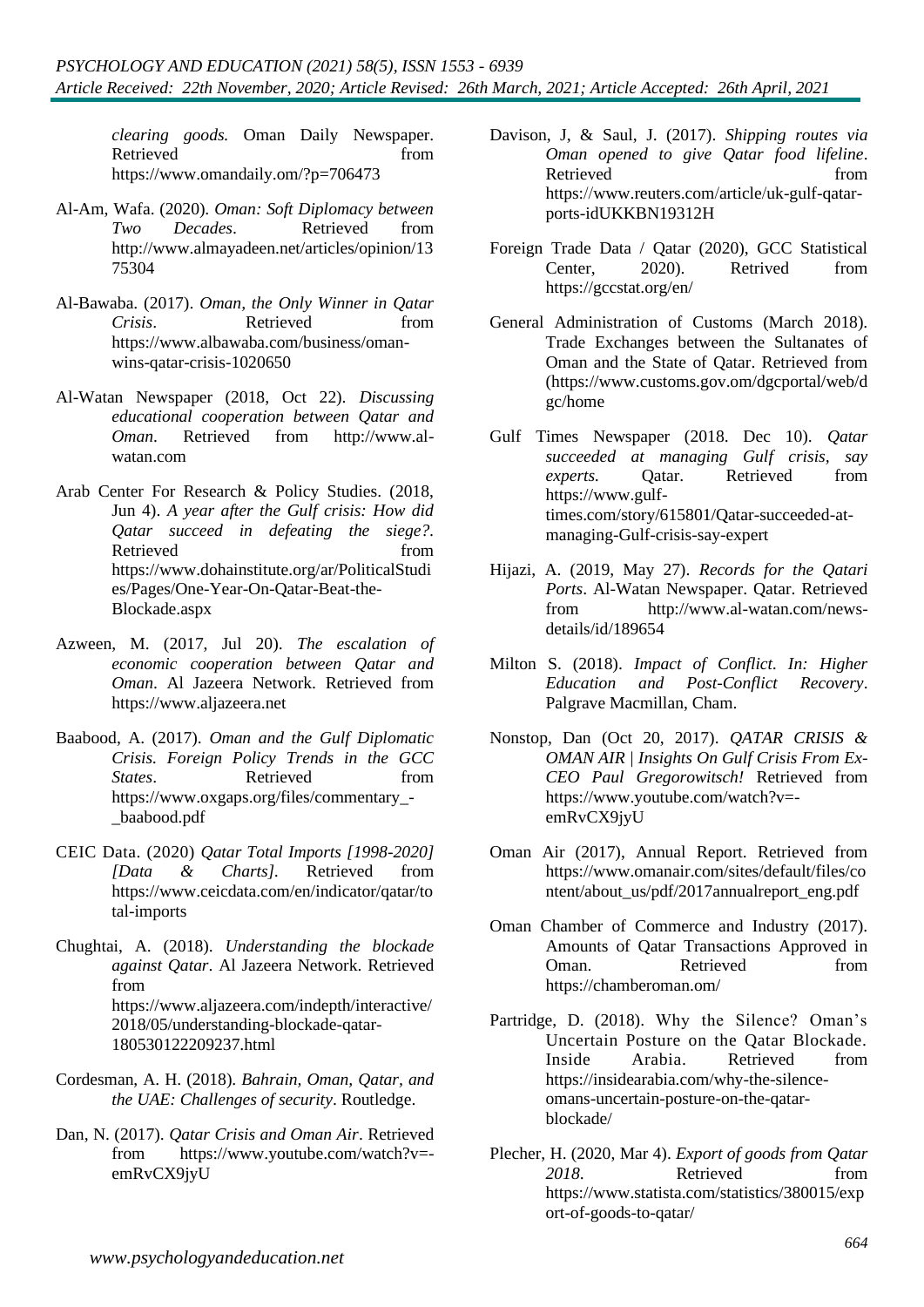*clearing goods.* Oman Daily Newspaper. Retrieved from https://www.omandaily.om/?p=706473

Al-Am, Wafa. (2020). *Oman: Soft Diplomacy between Two Decades*. Retrieved from http://www.almayadeen.net/articles/opinion/1375304

Al-Bawaba. (2017). *Oman, the Only Winner in Qatar Crisis*. Retrieved from https://www.albawaba.com/business/oman-wins-qatar-crisis-1020650

Al-Watan Newspaper (2018, Oct 22). *Discussing educational cooperation between Qatar and Oman*. Retrieved from http://www.al-watan.com

Arab Center For Research & Policy Studies. (2018, Jun 4). *A year after the Gulf crisis: How did Qatar succeed in defeating the siege?.* Retrieved from https://www.dohainstitute.org/ar/PoliticalStudies/Pages/One-Year-On-Qatar-Beat-the-Blockade.aspx

Azween, M. (2017, Jul 20). *The escalation of economic cooperation between Qatar and Oman*. Al Jazeera Network. Retrieved from https://www.aljazeera.net

Baabood, A. (2017). *Oman and the Gulf Diplomatic Crisis. Foreign Policy Trends in the GCC States*. Retrieved from https://www.oxgaps.org/files/commentary_-_baabood.pdf

CEIC Data. (2020) *Qatar Total Imports [1998-2020] [Data & Charts]*. Retrieved from https://www.ceicdata.com/en/indicator/qatar/total-imports

Chughtai, A. (2018). *Understanding the blockade against Qatar*. Al Jazeera Network. Retrieved from https://www.aljazeera.com/indepth/interactive/2018/05/understanding-blockade-qatar-180530122209237.html

Cordesman, A. H. (2018). *Bahrain, Oman, Qatar, and the UAE: Challenges of security*. Routledge.

Dan, N. (2017). *Qatar Crisis and Oman Air*. Retrieved from https://www.youtube.com/watch?v=-emRvCX9jyU

Davison, J, & Saul, J. (2017). *Shipping routes via Oman opened to give Qatar food lifeline*. Retrieved from https://www.reuters.com/article/uk-gulf-qatar-ports-idUKKBN19312H

Foreign Trade Data / Qatar (2020), GCC Statistical Center, 2020). Retrived from https://gccstat.org/en/

General Administration of Customs (March 2018). Trade Exchanges between the Sultanates of Oman and the State of Qatar. Retrieved from (https://www.customs.gov.om/dgcportal/web/dgc/home

Gulf Times Newspaper (2018. Dec 10). *Qatar succeeded at managing Gulf crisis, say experts.* Qatar. Retrieved from https://www.gulf-times.com/story/615801/Qatar-succeeded-at-managing-Gulf-crisis-say-expert

Hijazi, A. (2019, May 27). *Records for the Qatari Ports*. Al-Watan Newspaper. Qatar. Retrieved from http://www.al-watan.com/news-details/id/189654

Milton S. (2018). *Impact of Conflict. In: Higher Education and Post-Conflict Recovery*. Palgrave Macmillan, Cham.

Nonstop, Dan (Oct 20, 2017). *QATAR CRISIS & OMAN AIR | Insights On Gulf Crisis From Ex-CEO Paul Gregorowitsch!* Retrieved from https://www.youtube.com/watch?v=-emRvCX9jyU

Oman Air (2017), Annual Report. Retrieved from https://www.omanair.com/sites/default/files/content/about_us/pdf/2017annualreport_eng.pdf

Oman Chamber of Commerce and Industry (2017). Amounts of Qatar Transactions Approved in Oman. Retrieved from https://chamberoman.om/

Partridge, D. (2018). Why the Silence? Oman's Uncertain Posture on the Qatar Blockade. Inside Arabia. Retrieved from https://insidearabia.com/why-the-silence-omans-uncertain-posture-on-the-qatar-blockade/

Plecher, H. (2020, Mar 4). *Export of goods from Qatar 2018*. Retrieved from https://www.statista.com/statistics/380015/export-of-goods-to-qatar/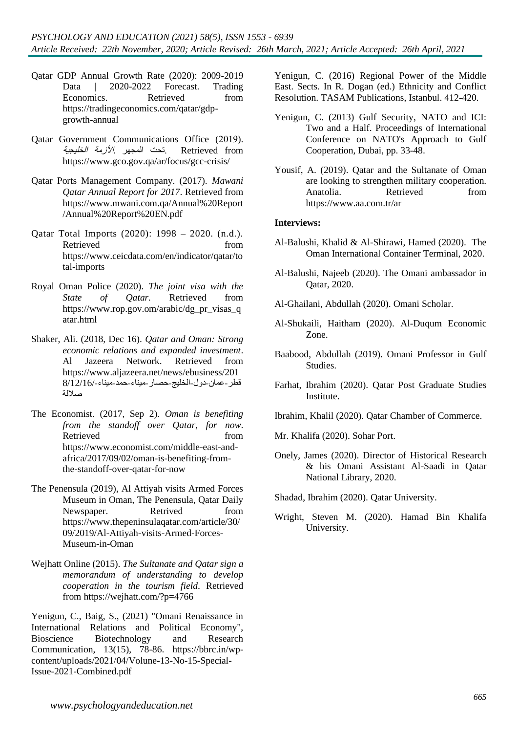Qatar GDP Annual Growth Rate (2020): 2009-2019 Data | 2020-2022 Forecast. Trading Economics. Retrieved from https://tradingeconomics.com/qatar/gdp-growth-annual

Qatar Government Communications Office (2019). *الأزمة الخليجية* .تحت المجهر. Retrieved from https://www.gco.gov.qa/ar/focus/gcc-crisis/

Qatar Ports Management Company. (2017). *Mawani Qatar Annual Report for 2017*. Retrieved from https://www.mwani.com.qa/Annual%20Report/Annual%20Report%20EN.pdf

Qatar Total Imports (2020): 1998 – 2020. (n.d.). Retrieved from https://www.ceicdata.com/en/indicator/qatar/total-imports

Royal Oman Police (2020). *The joint visa with the State of Qatar*. Retrieved from https://www.rop.gov.om/arabic/dg_pr_visas_qatar.html

Shaker, Ali. (2018, Dec 16). *Qatar and Oman: Strong economic relations and expanded investment*. Al Jazeera Network. Retrieved from https://www.aljazeera.net/news/ebusiness/2018/12/16/قطر-عمان-دول-الخليج-حصار-ميناء-حمد-ميناء-صلالة

The Economist. (2017, Sep 2). *Oman is benefiting from the standoff over Qatar, for now*. Retrieved from https://www.economist.com/middle-east-and-africa/2017/09/02/oman-is-benefiting-from-the-standoff-over-qatar-for-now

The Penensula (2019), Al Attiyah visits Armed Forces Museum in Oman, The Penensula, Qatar Daily Newspaper. Retrived from https://www.thepeninsulaqatar.com/article/30/09/2019/Al-Attiyah-visits-Armed-Forces-Museum-in-Oman

Wejhatt Online (2015). *The Sultanate and Qatar sign a memorandum of understanding to develop cooperation in the tourism field*. Retrieved from https://wejhatt.com/?p=4766

Yenigun, C., Baig, S., (2021) "Omani Renaissance in International Relations and Political Economy", Bioscience Biotechnology and Research Communication, 13(15), 78-86. https://bbrc.in/wp-content/uploads/2021/04/Volume-13-No-15-Special-Issue-2021-Combined.pdf

Yenigun, C. (2016) Regional Power of the Middle East. Sects. In R. Dogan (ed.) Ethnicity and Conflict Resolution. TASAM Publications, Istanbul. 412-420.

Yenigun, C. (2013) Gulf Security, NATO and ICI: Two and a Half. Proceedings of International Conference on NATO's Approach to Gulf Cooperation, Dubai, pp. 33-48.

Yousif, A. (2019). Qatar and the Sultanate of Oman are looking to strengthen military cooperation. Anatolia. Retrieved from https://www.aa.com.tr/ar

**Interviews:**

Al-Balushi, Khalid & Al-Shirawi, Hamed (2020). The Oman International Container Terminal, 2020.

Al-Balushi, Najeeb (2020). The Omani ambassador in Qatar, 2020.

Al-Ghailani, Abdullah (2020). Omani Scholar.

Al-Shukaili, Haitham (2020). Al-Duqum Economic Zone.

Baabood, Abdullah (2019). Omani Professor in Gulf Studies.

Farhat, Ibrahim (2020). Qatar Post Graduate Studies Institute.

Ibrahim, Khalil (2020). Qatar Chamber of Commerce.

Mr. Khalifa (2020). Sohar Port.

Onely, James (2020). Director of Historical Research & his Omani Assistant Al-Saadi in Qatar National Library, 2020.

Shadad, Ibrahim (2020). Qatar University.

Wright, Steven M. (2020). Hamad Bin Khalifa University.